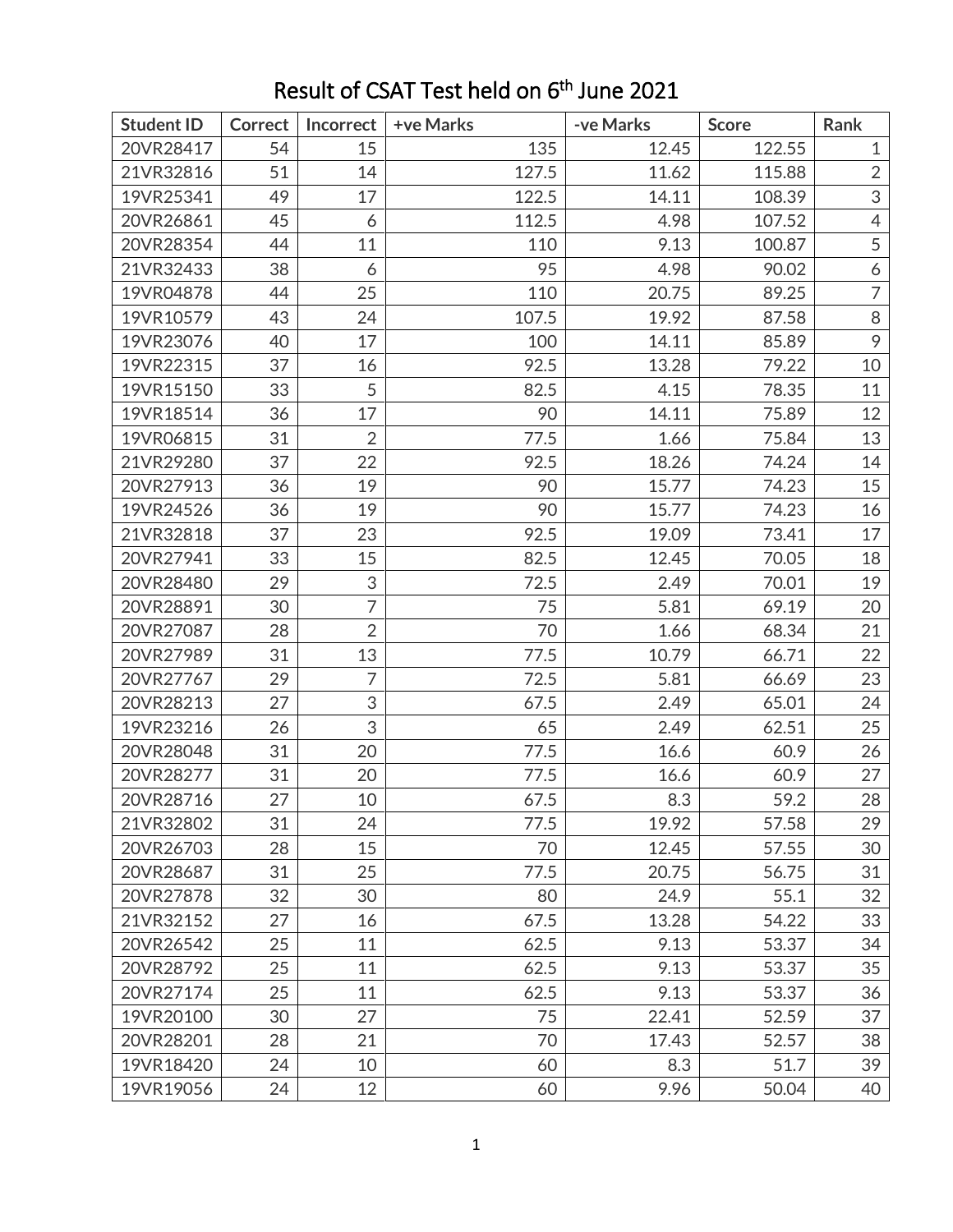# Result of CSAT Test held on 6th June 2021

| Student ID | Correct | Incorrect | +ve Marks | -ve Marks | Score | Rank |
|---|---|---|---|---|---|---|
| 20VR28417 | 54 | 15 | 135 | 12.45 | 122.55 | 1 |
| 21VR32816 | 51 | 14 | 127.5 | 11.62 | 115.88 | 2 |
| 19VR25341 | 49 | 17 | 122.5 | 14.11 | 108.39 | 3 |
| 20VR26861 | 45 | 6 | 112.5 | 4.98 | 107.52 | 4 |
| 20VR28354 | 44 | 11 | 110 | 9.13 | 100.87 | 5 |
| 21VR32433 | 38 | 6 | 95 | 4.98 | 90.02 | 6 |
| 19VR04878 | 44 | 25 | 110 | 20.75 | 89.25 | 7 |
| 19VR10579 | 43 | 24 | 107.5 | 19.92 | 87.58 | 8 |
| 19VR23076 | 40 | 17 | 100 | 14.11 | 85.89 | 9 |
| 19VR22315 | 37 | 16 | 92.5 | 13.28 | 79.22 | 10 |
| 19VR15150 | 33 | 5 | 82.5 | 4.15 | 78.35 | 11 |
| 19VR18514 | 36 | 17 | 90 | 14.11 | 75.89 | 12 |
| 19VR06815 | 31 | 2 | 77.5 | 1.66 | 75.84 | 13 |
| 21VR29280 | 37 | 22 | 92.5 | 18.26 | 74.24 | 14 |
| 20VR27913 | 36 | 19 | 90 | 15.77 | 74.23 | 15 |
| 19VR24526 | 36 | 19 | 90 | 15.77 | 74.23 | 16 |
| 21VR32818 | 37 | 23 | 92.5 | 19.09 | 73.41 | 17 |
| 20VR27941 | 33 | 15 | 82.5 | 12.45 | 70.05 | 18 |
| 20VR28480 | 29 | 3 | 72.5 | 2.49 | 70.01 | 19 |
| 20VR28891 | 30 | 7 | 75 | 5.81 | 69.19 | 20 |
| 20VR27087 | 28 | 2 | 70 | 1.66 | 68.34 | 21 |
| 20VR27989 | 31 | 13 | 77.5 | 10.79 | 66.71 | 22 |
| 20VR27767 | 29 | 7 | 72.5 | 5.81 | 66.69 | 23 |
| 20VR28213 | 27 | 3 | 67.5 | 2.49 | 65.01 | 24 |
| 19VR23216 | 26 | 3 | 65 | 2.49 | 62.51 | 25 |
| 20VR28048 | 31 | 20 | 77.5 | 16.6 | 60.9 | 26 |
| 20VR28277 | 31 | 20 | 77.5 | 16.6 | 60.9 | 27 |
| 20VR28716 | 27 | 10 | 67.5 | 8.3 | 59.2 | 28 |
| 21VR32802 | 31 | 24 | 77.5 | 19.92 | 57.58 | 29 |
| 20VR26703 | 28 | 15 | 70 | 12.45 | 57.55 | 30 |
| 20VR28687 | 31 | 25 | 77.5 | 20.75 | 56.75 | 31 |
| 20VR27878 | 32 | 30 | 80 | 24.9 | 55.1 | 32 |
| 21VR32152 | 27 | 16 | 67.5 | 13.28 | 54.22 | 33 |
| 20VR26542 | 25 | 11 | 62.5 | 9.13 | 53.37 | 34 |
| 20VR28792 | 25 | 11 | 62.5 | 9.13 | 53.37 | 35 |
| 20VR27174 | 25 | 11 | 62.5 | 9.13 | 53.37 | 36 |
| 19VR20100 | 30 | 27 | 75 | 22.41 | 52.59 | 37 |
| 20VR28201 | 28 | 21 | 70 | 17.43 | 52.57 | 38 |
| 19VR18420 | 24 | 10 | 60 | 8.3 | 51.7 | 39 |
| 19VR19056 | 24 | 12 | 60 | 9.96 | 50.04 | 40 |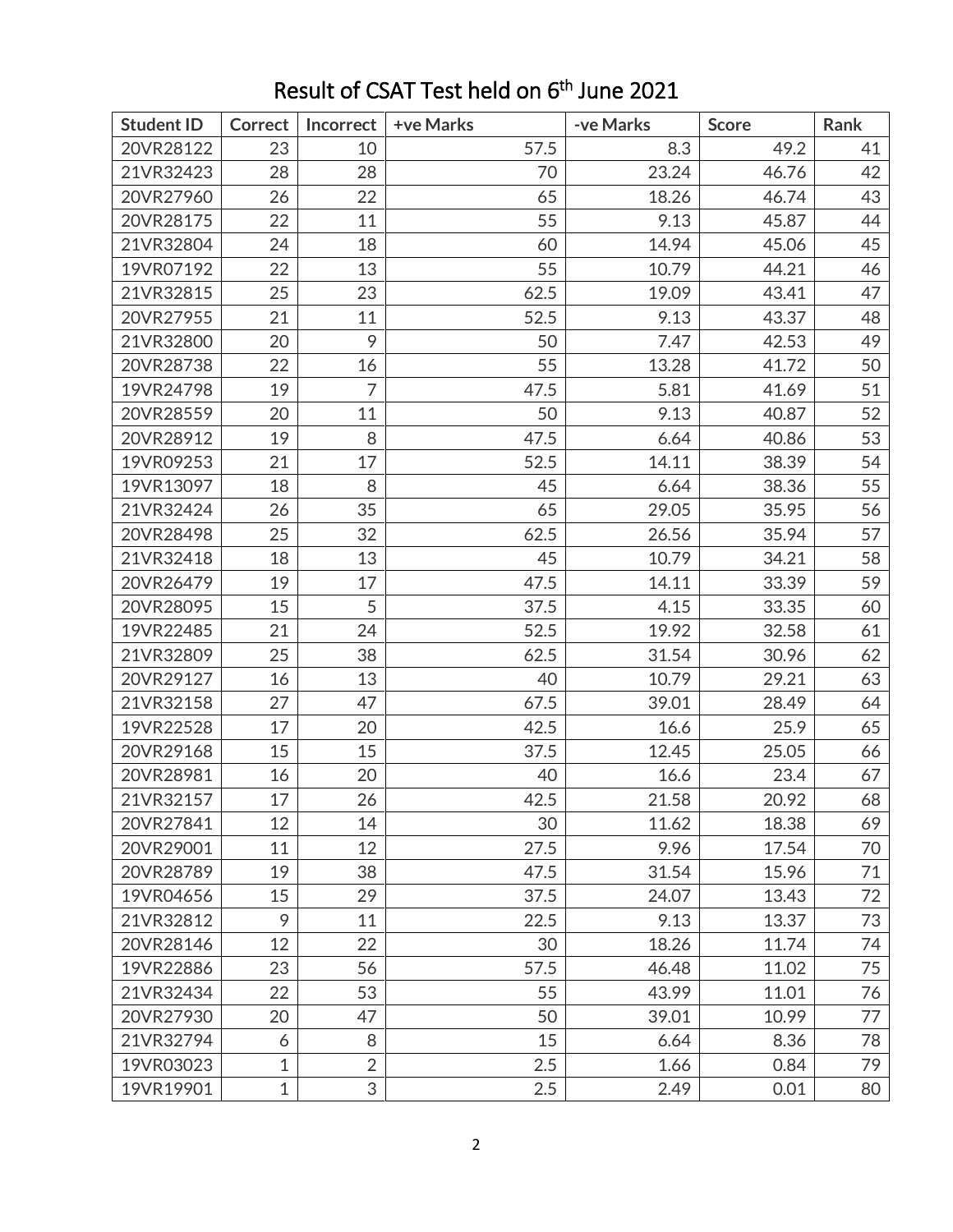# Result of CSAT Test held on 6th June 2021

| Student ID | Correct | Incorrect | +ve Marks | -ve Marks | Score | Rank |
|---|---|---|---|---|---|---|
| 20VR28122 | 23 | 10 | 57.5 | 8.3 | 49.2 | 41 |
| 21VR32423 | 28 | 28 | 70 | 23.24 | 46.76 | 42 |
| 20VR27960 | 26 | 22 | 65 | 18.26 | 46.74 | 43 |
| 20VR28175 | 22 | 11 | 55 | 9.13 | 45.87 | 44 |
| 21VR32804 | 24 | 18 | 60 | 14.94 | 45.06 | 45 |
| 19VR07192 | 22 | 13 | 55 | 10.79 | 44.21 | 46 |
| 21VR32815 | 25 | 23 | 62.5 | 19.09 | 43.41 | 47 |
| 20VR27955 | 21 | 11 | 52.5 | 9.13 | 43.37 | 48 |
| 21VR32800 | 20 | 9 | 50 | 7.47 | 42.53 | 49 |
| 20VR28738 | 22 | 16 | 55 | 13.28 | 41.72 | 50 |
| 19VR24798 | 19 | 7 | 47.5 | 5.81 | 41.69 | 51 |
| 20VR28559 | 20 | 11 | 50 | 9.13 | 40.87 | 52 |
| 20VR28912 | 19 | 8 | 47.5 | 6.64 | 40.86 | 53 |
| 19VR09253 | 21 | 17 | 52.5 | 14.11 | 38.39 | 54 |
| 19VR13097 | 18 | 8 | 45 | 6.64 | 38.36 | 55 |
| 21VR32424 | 26 | 35 | 65 | 29.05 | 35.95 | 56 |
| 20VR28498 | 25 | 32 | 62.5 | 26.56 | 35.94 | 57 |
| 21VR32418 | 18 | 13 | 45 | 10.79 | 34.21 | 58 |
| 20VR26479 | 19 | 17 | 47.5 | 14.11 | 33.39 | 59 |
| 20VR28095 | 15 | 5 | 37.5 | 4.15 | 33.35 | 60 |
| 19VR22485 | 21 | 24 | 52.5 | 19.92 | 32.58 | 61 |
| 21VR32809 | 25 | 38 | 62.5 | 31.54 | 30.96 | 62 |
| 20VR29127 | 16 | 13 | 40 | 10.79 | 29.21 | 63 |
| 21VR32158 | 27 | 47 | 67.5 | 39.01 | 28.49 | 64 |
| 19VR22528 | 17 | 20 | 42.5 | 16.6 | 25.9 | 65 |
| 20VR29168 | 15 | 15 | 37.5 | 12.45 | 25.05 | 66 |
| 20VR28981 | 16 | 20 | 40 | 16.6 | 23.4 | 67 |
| 21VR32157 | 17 | 26 | 42.5 | 21.58 | 20.92 | 68 |
| 20VR27841 | 12 | 14 | 30 | 11.62 | 18.38 | 69 |
| 20VR29001 | 11 | 12 | 27.5 | 9.96 | 17.54 | 70 |
| 20VR28789 | 19 | 38 | 47.5 | 31.54 | 15.96 | 71 |
| 19VR04656 | 15 | 29 | 37.5 | 24.07 | 13.43 | 72 |
| 21VR32812 | 9 | 11 | 22.5 | 9.13 | 13.37 | 73 |
| 20VR28146 | 12 | 22 | 30 | 18.26 | 11.74 | 74 |
| 19VR22886 | 23 | 56 | 57.5 | 46.48 | 11.02 | 75 |
| 21VR32434 | 22 | 53 | 55 | 43.99 | 11.01 | 76 |
| 20VR27930 | 20 | 47 | 50 | 39.01 | 10.99 | 77 |
| 21VR32794 | 6 | 8 | 15 | 6.64 | 8.36 | 78 |
| 19VR03023 | 1 | 2 | 2.5 | 1.66 | 0.84 | 79 |
| 19VR19901 | 1 | 3 | 2.5 | 2.49 | 0.01 | 80 |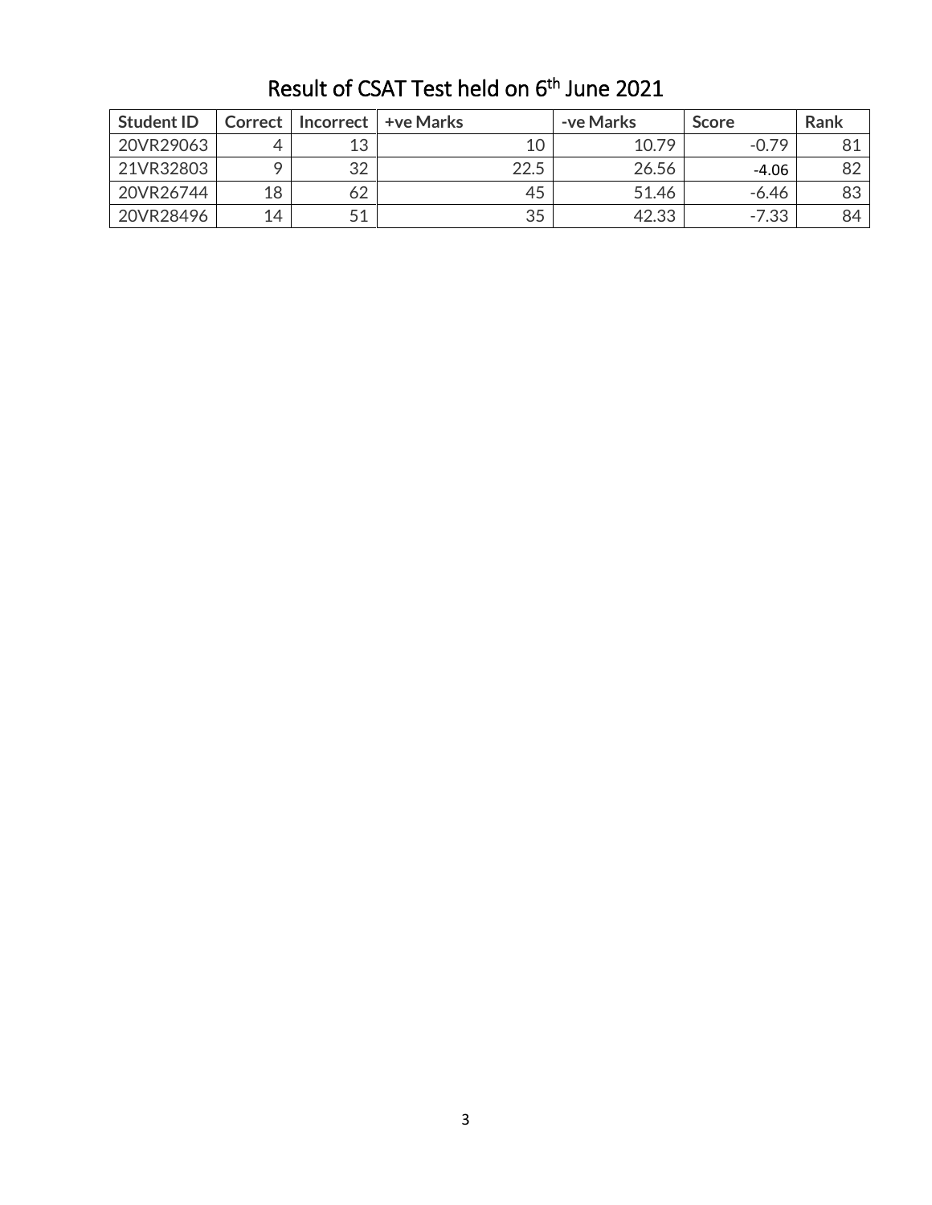# Result of CSAT Test held on 6th June 2021

| Student ID | Correct | Incorrect | +ve Marks | -ve Marks | Score | Rank |
|---|---|---|---|---|---|---|
| 20VR29063 | 4 | 13 | 10 | 10.79 | -0.79 | 81 |
| 21VR32803 | 9 | 32 | 22.5 | 26.56 | -4.06 | 82 |
| 20VR26744 | 18 | 62 | 45 | 51.46 | -6.46 | 83 |
| 20VR28496 | 14 | 51 | 35 | 42.33 | -7.33 | 84 |